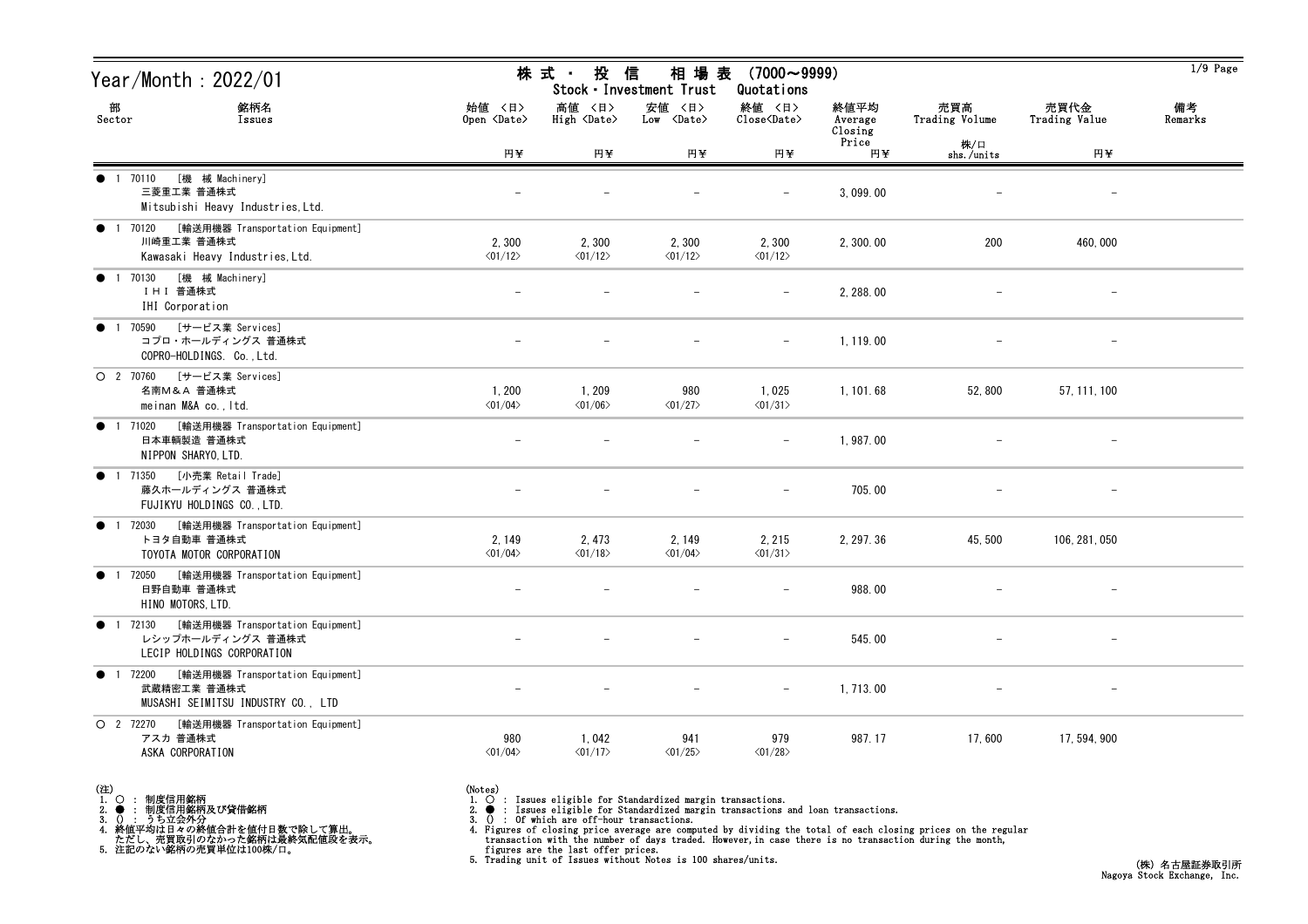# Year/Month : 2022/01

## 株式・投信　相場表　(7000～9999)
Stock・Investment Trust　Quotations

| 部 Sector | 銘柄名 Issues | 始値 <日> Open <Date> 円¥ | 高値 <日> High <Date> 円¥ | 安値 <日> Low <Date> 円¥ | 終値 <日> Close<Date> 円¥ | 終値平均 Average Closing Price 円¥ | 売買高 Trading Volume 株/口 shs./units | 売買代金 Trading Value 円¥ | 備考 Remarks |
|---|---|---|---|---|---|---|---|---|---|
| ● 1 70110 [機 械 Machinery] | 三菱重工業 普通株式 Mitsubishi Heavy Industries,Ltd. | － | － | － | － | 3,099.00 | － | － | |
| ● 1 70120 [輸送用機器 Transportation Equipment] | 川崎重工業 普通株式 Kawasaki Heavy Industries,Ltd. | 2,300 <01/12> | 2,300 <01/12> | 2,300 <01/12> | 2,300 <01/12> | 2,300.00 | 200 | 460,000 | |
| ● 1 70130 [機 械 Machinery] | ＩＨＩ 普通株式 IHI Corporation | － | － | － | － | 2,288.00 | － | － | |
| ● 1 70590 [サービス業 Services] | コプロ・ホールディングス 普通株式 COPRO-HOLDINGS. Co.,Ltd. | － | － | － | － | 1,119.00 | － | － | |
| ○ 2 70760 [サービス業 Services] | 名南Ｍ＆Ａ 普通株式 meinan M&A co.,ltd. | 1,200 <01/04> | 1,209 <01/06> | 980 <01/27> | 1,025 <01/31> | 1,101.68 | 52,800 | 57,111,100 | |
| ● 1 71020 [輸送用機器 Transportation Equipment] | 日本車輌製造 普通株式 NIPPON SHARYO,LTD. | － | － | － | － | 1,987.00 | － | － | |
| ● 1 71350 [小売業 Retail Trade] | 藤久ホールディングス 普通株式 FUJIKYU HOLDINGS CO.,LTD. | － | － | － | － | 705.00 | － | － | |
| ● 1 72030 [輸送用機器 Transportation Equipment] | トヨタ自動車 普通株式 TOYOTA MOTOR CORPORATION | 2,149 <01/04> | 2,473 <01/18> | 2,149 <01/04> | 2,215 <01/31> | 2,297.36 | 45,500 | 106,281,050 | |
| ● 1 72050 [輸送用機器 Transportation Equipment] | 日野自動車 普通株式 HINO MOTORS,LTD. | － | － | － | － | 988.00 | － | － | |
| ● 1 72130 [輸送用機器 Transportation Equipment] | レシップホールディングス 普通株式 LECIP HOLDINGS CORPORATION | － | － | － | － | 545.00 | － | － | |
| ● 1 72200 [輸送用機器 Transportation Equipment] | 武蔵精密工業 普通株式 MUSASHI SEIMITSU INDUSTRY CO., LTD | － | － | － | － | 1,713.00 | － | － | |
| ○ 2 72270 [輸送用機器 Transportation Equipment] | アスカ 普通株式 ASKA CORPORATION | 980 <01/04> | 1,042 <01/17> | 941 <01/25> | 979 <01/28> | 987.17 | 17,600 | 17,594,900 | |

(注)
1. ○ : 制度信用銘柄
2. ● : 制度信用銘柄及び貸借銘柄
3. () : うち立会外分
4. 終値平均は日々の終値合計を値付日数で除して算出。
   ただし、売買取引のなかった銘柄は最終気配値段を表示。
5. 注記のない銘柄の売買単位は100株/口。

(Notes)
1. ○ : Issues eligible for Standardized margin transactions.
2. ● : Issues eligible for Standardized margin transactions and loan transactions.
3. () : Of which are off-hour transactions.
4. Figures of closing price average are computed by dividing the total of each closing prices on the regular transaction with the number of days traded. However,in case there is no transaction during the month, figures are the last offer prices.
5. Trading unit of Issues without Notes is 100 shares/units.

(株) 名古屋証券取引所
Nagoya Stock Exchange, Inc.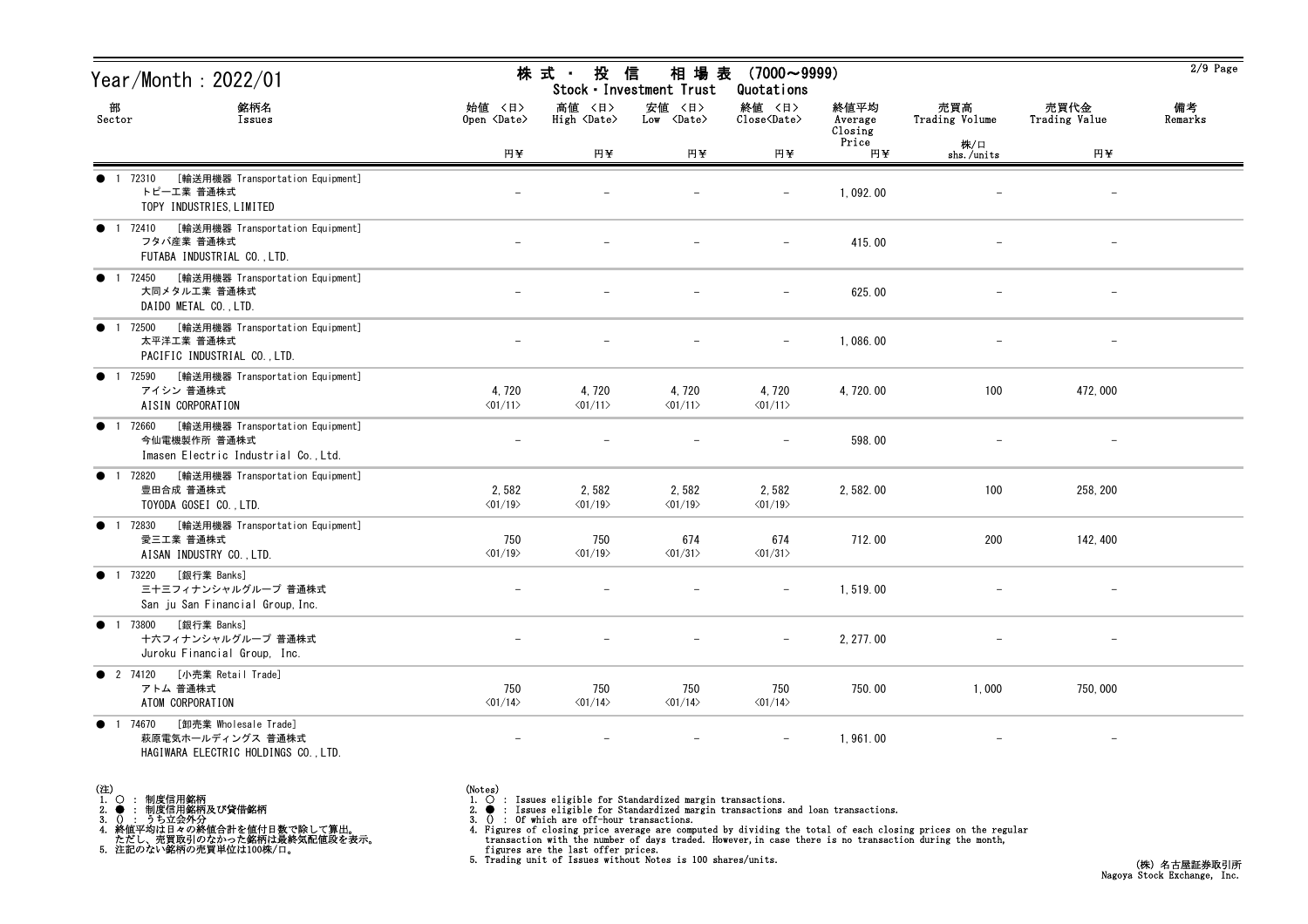# Year/Month : 2022/01

## 株式・投信 相場表 (7000～9999)
## Stock・Investment Trust Quotations

| 部 Sector | 銘柄名 Issues | 始値 <日> Open <Date> 円¥ | 高値 <日> High <Date> 円¥ | 安値 <日> Low <Date> 円¥ | 終値 <日> Close<Date> 円¥ | 終値平均 Average Closing Price 円¥ | 売買高 Trading Volume 株/口 shs./units | 売買代金 Trading Value 円¥ | 備考 Remarks |
|---|---|---|---|---|---|---|---|---|---|
| ● 1 | 72310 [輸送用機器 Transportation Equipment] トピー工業 普通株式 TOPY INDUSTRIES,LIMITED | - | - | - | - | 1,092.00 | - | - | |
| ● 1 | 72410 [輸送用機器 Transportation Equipment] フタバ産業 普通株式 FUTABA INDUSTRIAL CO.,LTD. | - | - | - | - | 415.00 | - | - | |
| ● 1 | 72450 [輸送用機器 Transportation Equipment] 大同メタル工業 普通株式 DAIDO METAL CO.,LTD. | - | - | - | - | 625.00 | - | - | |
| ● 1 | 72500 [輸送用機器 Transportation Equipment] 太平洋工業 普通株式 PACIFIC INDUSTRIAL CO.,LTD. | - | - | - | - | 1,086.00 | - | - | |
| ● 1 | 72590 [輸送用機器 Transportation Equipment] アイシン 普通株式 AISIN CORPORATION | 4,720 <01/11> | 4,720 <01/11> | 4,720 <01/11> | 4,720 <01/11> | 4,720.00 | 100 | 472,000 | |
| ● 1 | 72660 [輸送用機器 Transportation Equipment] 今仙電機製作所 普通株式 Imasen Electric Industrial Co.,Ltd. | - | - | - | - | 598.00 | - | - | |
| ● 1 | 72820 [輸送用機器 Transportation Equipment] 豊田合成 普通株式 TOYODA GOSEI CO.,LTD. | 2,582 <01/19> | 2,582 <01/19> | 2,582 <01/19> | 2,582 <01/19> | 2,582.00 | 100 | 258,200 | |
| ● 1 | 72830 [輸送用機器 Transportation Equipment] 愛三工業 普通株式 AISAN INDUSTRY CO.,LTD. | 750 <01/19> | 750 <01/19> | 674 <01/31> | 674 <01/31> | 712.00 | 200 | 142,400 | |
| ● 1 | 73220 [銀行業 Banks] 三十三フィナンシャルグループ 普通株式 San ju San Financial Group,Inc. | - | - | - | - | 1,519.00 | - | - | |
| ● 1 | 73800 [銀行業 Banks] 十六フィナンシャルグループ 普通株式 Juroku Financial Group, Inc. | - | - | - | - | 2,277.00 | - | - | |
| ● 2 | 74120 [小売業 Retail Trade] アトム 普通株式 ATOM CORPORATION | 750 <01/14> | 750 <01/14> | 750 <01/14> | 750 <01/14> | 750.00 | 1,000 | 750,000 | |
| ● 1 | 74670 [卸売業 Wholesale Trade] 萩原電気ホールディングス 普通株式 HAGIWARA ELECTRIC HOLDINGS CO.,LTD. | - | - | - | - | 1,961.00 | - | - | |

(注)
1. ○ : 制度信用銘柄
2. ● : 制度信用銘柄及び貸借銘柄
3. () : うち立会外分
4. 終値平均は日々の終値合計を値付日数で除して算出。
   ただし、売買取引のなかった銘柄は最終気配値段を表示。
5. 注記のない銘柄の売買単位は100株/口。

(Notes)
1. ○ : Issues eligible for Standardized margin transactions.
2. ● : Issues eligible for Standardized margin transactions and loan transactions.
3. () : Of which are off-hour transactions.
4. Figures of closing price average are computed by dividing the total of each closing prices on the regular transaction with the number of days traded. However,in case there is no transaction during the month, figures are the last offer prices.
5. Trading unit of Issues without Notes is 100 shares/units.

(株) 名古屋証券取引所
Nagoya Stock Exchange, Inc.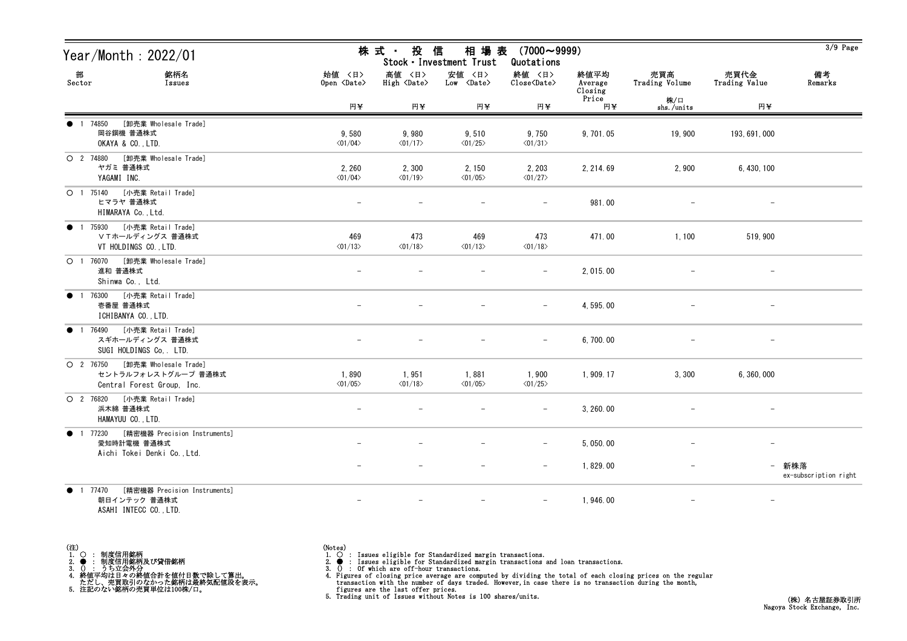# Year/Month : 2022/01

## 株式・投信 相場表 (7000～9999)
## Stock・Investment Trust Quotations

| 部 Sector | 銘柄名 Issues | 始値 <日> Open <Date> 円¥ | 高値 <日> High <Date> 円¥ | 安値 <日> Low <Date> 円¥ | 終値 <日> Close<Date> 円¥ | 終値平均 Average Closing Price 円¥ | 売買高 Trading Volume 株/口 shs./units | 売買代金 Trading Value 円¥ | 備考 Remarks |
|---|---|---|---|---|---|---|---|---|---|
| ● 1 | 74850 [卸売業 Wholesale Trade] 岡谷鋼機 普通株式 OKAYA & CO.,LTD. | 9,580 <01/04> | 9,980 <01/17> | 9,510 <01/25> | 9,750 <01/31> | 9,701.05 | 19,900 | 193,691,000 | |
| ○ 2 | 74880 [卸売業 Wholesale Trade] ヤガミ 普通株式 YAGAMI INC. | 2,260 <01/04> | 2,300 <01/19> | 2,150 <01/05> | 2,203 <01/27> | 2,214.69 | 2,900 | 6,430,100 | |
| ○ 1 | 75140 [小売業 Retail Trade] ヒマラヤ 普通株式 HIMARAYA Co.,Ltd. | - | - | - | - | 981.00 | - | - | |
| ● 1 | 75930 [小売業 Retail Trade] ＶＴホールディングス 普通株式 VT HOLDINGS CO.,LTD. | 469 <01/13> | 473 <01/18> | 469 <01/13> | 473 <01/18> | 471.00 | 1,100 | 519,900 | |
| ○ 1 | 76070 [卸売業 Wholesale Trade] 進和 普通株式 Shinwa Co., Ltd. | - | - | - | - | 2,015.00 | - | - | |
| ● 1 | 76300 [小売業 Retail Trade] 壱番屋 普通株式 ICHIBANYA CO.,LTD. | - | - | - | - | 4,595.00 | - | - | |
| ● 1 | 76490 [小売業 Retail Trade] スギホールディングス 普通株式 SUGI HOLDINGS Co,. LTD. | - | - | - | - | 6,700.00 | - | - | |
| ○ 2 | 76750 [卸売業 Wholesale Trade] セントラルフォレストグループ 普通株式 Central Forest Group, Inc. | 1,890 <01/05> | 1,951 <01/18> | 1,881 <01/05> | 1,900 <01/25> | 1,909.17 | 3,300 | 6,360,000 | |
| ○ 2 | 76820 [小売業 Retail Trade] 浜木綿 普通株式 HAMAYUU CO.,LTD. | - | - | - | - | 3,260.00 | - | - | |
| ● 1 | 77230 [精密機器 Precision Instruments] 愛知時計電機 普通株式 Aichi Tokei Denki Co.,Ltd. | - | - | - | - | 5,050.00 | - | - | |
| | | - | - | - | - | 1,829.00 | - | - | 新株落 ex-subscription right |
| ● 1 | 77470 [精密機器 Precision Instruments] 朝日インテック 普通株式 ASAHI INTECC CO.,LTD. | - | - | - | - | 1,946.00 | - | - | |

(注)
1. ○ : 制度信用銘柄
2. ● : 制度信用銘柄及び貸借銘柄
3. () : うち立会外分
4. 終値平均は日々の終値合計を値付日数で除して算出。
   ただし、売買取引のなかった銘柄は最終気配値段を表示。
5. 注記のない銘柄の売買単位は100株/口。

(Notes)
1. ○ : Issues eligible for Standardized margin transactions.
2. ● : Issues eligible for Standardized margin transactions and loan transactions.
3. () : Of which are off-hour transactions.
4. Figures of closing price average are computed by dividing the total of each closing prices on the regular transaction with the number of days traded. However, in case there is no transaction during the month, figures are the last offer prices.
5. Trading unit of Issues without Notes is 100 shares/units.

(株) 名古屋証券取引所
Nagoya Stock Exchange, Inc.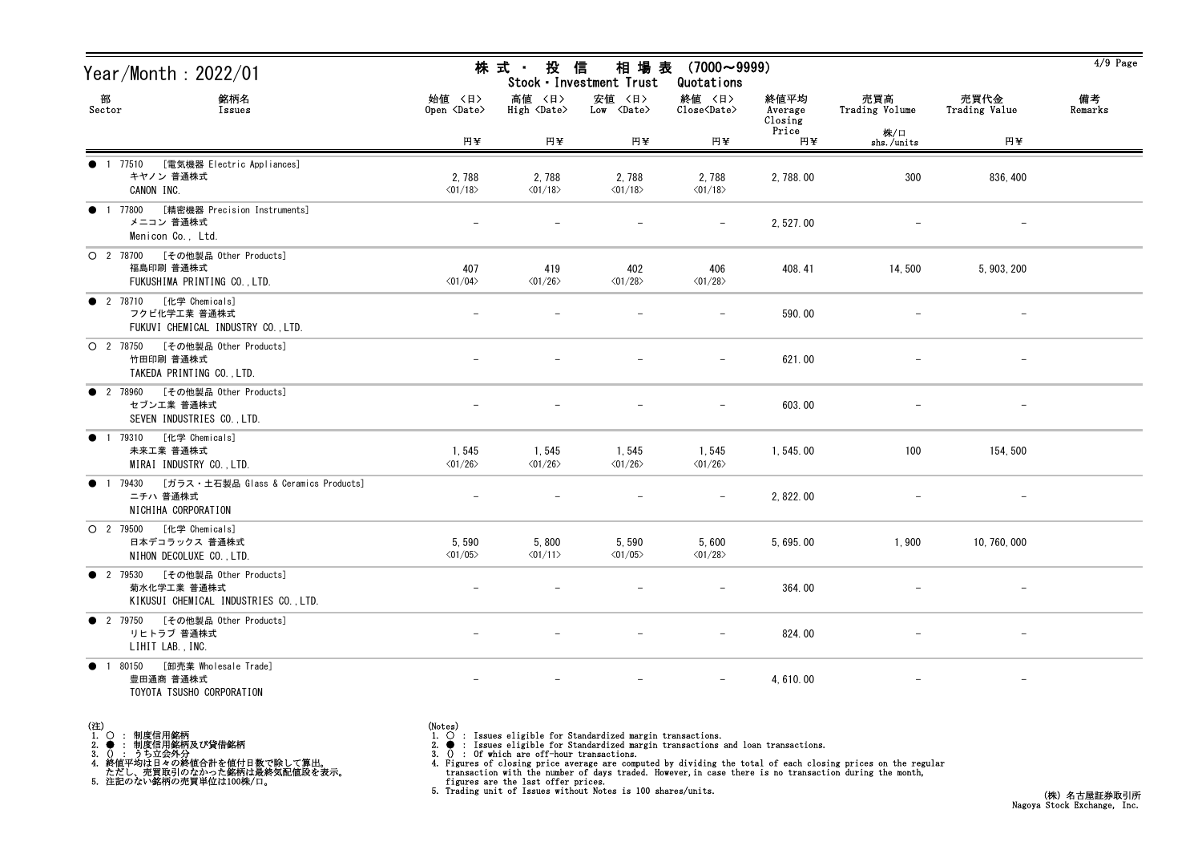# Year/Month : 2022/01

## 株 式 ・ 投 信 相 場 表 (7000～9999)
## Stock・Investment Trust Quotations

| 部 Sector | 銘柄名 Issues | 始値 〈日〉 Open 〈Date〉 円¥ | 高値 〈日〉 High 〈Date〉 円¥ | 安値 〈日〉 Low 〈Date〉 円¥ | 終値 〈日〉 Close〈Date〉 円¥ | 終値平均 Average Closing Price 円¥ | 売買高 Trading Volume 株/口 shs./units | 売買代金 Trading Value 円¥ | 備考 Remarks |
|---|---|---|---|---|---|---|---|---|---|
| ● 1 77510 | [電気機器 Electric Appliances] キヤノン 普通株式 CANON INC. | 2,788 〈01/18〉 | 2,788 〈01/18〉 | 2,788 〈01/18〉 | 2,788 〈01/18〉 | 2,788.00 | 300 | 836,400 | |
| ● 1 77800 | [精密機器 Precision Instruments] メニコン 普通株式 Menicon Co., Ltd. | − | − | − | − | 2,527.00 | − | − | |
| ○ 2 78700 | [その他製品 Other Products] 福島印刷 普通株式 FUKUSHIMA PRINTING CO.,LTD. | 407 〈01/04〉 | 419 〈01/26〉 | 402 〈01/28〉 | 406 〈01/28〉 | 408.41 | 14,500 | 5,903,200 | |
| ● 2 78710 | [化学 Chemicals] フクビ化学工業 普通株式 FUKUVI CHEMICAL INDUSTRY CO.,LTD. | − | − | − | − | 590.00 | − | − | |
| ○ 2 78750 | [その他製品 Other Products] 竹田印刷 普通株式 TAKEDA PRINTING CO.,LTD. | − | − | − | − | 621.00 | − | − | |
| ● 2 78960 | [その他製品 Other Products] セブン工業 普通株式 SEVEN INDUSTRIES CO.,LTD. | − | − | − | − | 603.00 | − | − | |
| ● 1 79310 | [化学 Chemicals] 未来工業 普通株式 MIRAI INDUSTRY CO.,LTD. | 1,545 〈01/26〉 | 1,545 〈01/26〉 | 1,545 〈01/26〉 | 1,545 〈01/26〉 | 1,545.00 | 100 | 154,500 | |
| ● 1 79430 | [ガラス・土石製品 Glass & Ceramics Products] ニチハ 普通株式 NICHIHA CORPORATION | − | − | − | − | 2,822.00 | − | − | |
| ○ 2 79500 | [化学 Chemicals] 日本デコラックス 普通株式 NIHON DECOLUXE CO.,LTD. | 5,590 〈01/05〉 | 5,800 〈01/11〉 | 5,590 〈01/05〉 | 5,600 〈01/28〉 | 5,695.00 | 1,900 | 10,760,000 | |
| ● 2 79530 | [その他製品 Other Products] 菊水化学工業 普通株式 KIKUSUI CHEMICAL INDUSTRIES CO.,LTD. | − | − | − | − | 364.00 | − | − | |
| ● 2 79750 | [その他製品 Other Products] リヒトラブ 普通株式 LIHIT LAB.,INC. | − | − | − | − | 824.00 | − | − | |
| ● 1 80150 | [卸売業 Wholesale Trade] 豊田通商 普通株式 TOYOTA TSUSHO CORPORATION | − | − | − | − | 4,610.00 | − | − | |

(注)
1. ○ : 制度信用銘柄
2. ● : 制度信用銘柄及び貸借銘柄
3. () : うち立会外分
4. 終値平均は日々の終値合計を値付日数で除して算出。
   ただし、売買取引のなかった銘柄は最終気配値段を表示。
5. 注記のない銘柄の売買単位は100株/口。

(Notes)
1. ○ : Issues eligible for Standardized margin transactions.
2. ● : Issues eligible for Standardized margin transactions and loan transactions.
3. () : Of which are off-hour transactions.
4. Figures of closing price average are computed by dividing the total of each closing prices on the regular transaction with the number of days traded. However,in case there is no transaction during the month, figures are the last offer prices.
5. Trading unit of Issues without Notes is 100 shares/units.

(株) 名古屋証券取引所
Nagoya Stock Exchange, Inc.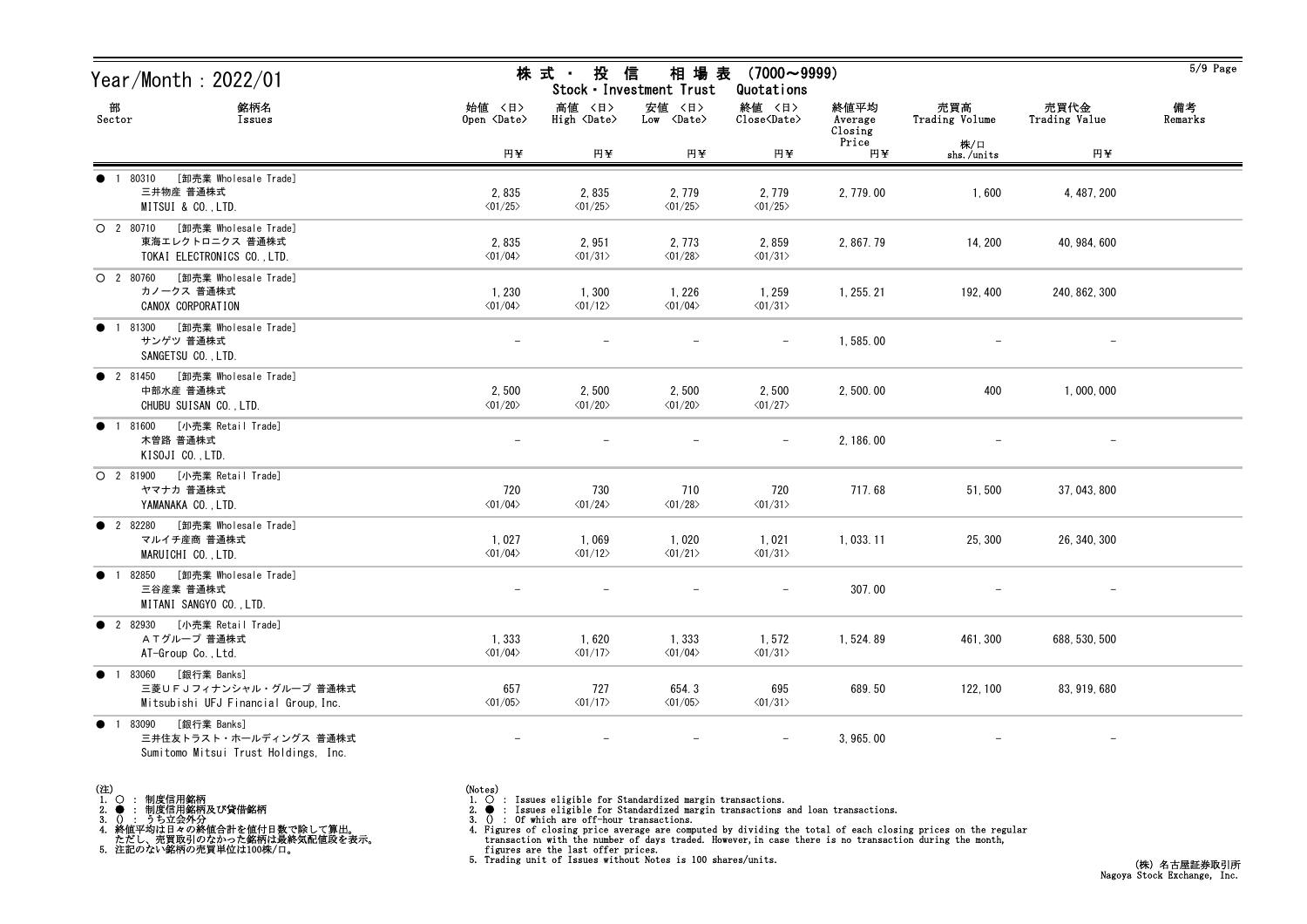# Year/Month : 2022/01

## 株式・投信 相場表 (7000～9999)
## Stock・Investment Trust Quotations

| 部 Sector | 銘柄名 Issues | 始値 〈日〉 Open 〈Date〉 円¥ | 高値 〈日〉 High 〈Date〉 円¥ | 安値 〈日〉 Low 〈Date〉 円¥ | 終値 〈日〉 Close〈Date〉 円¥ | 終値平均 Average Closing Price 円¥ | 売買高 Trading Volume 株/口 shs./units | 売買代金 Trading Value 円¥ | 備考 Remarks |
|---|---|---|---|---|---|---|---|---|---|
| ● 1 80310 | [卸売業 Wholesale Trade] 三井物産 普通株式 MITSUI & CO.,LTD. | 2,835 〈01/25〉 | 2,835 〈01/25〉 | 2,779 〈01/25〉 | 2,779 〈01/25〉 | 2,779.00 | 1,600 | 4,487,200 | |
| ○ 2 80710 | [卸売業 Wholesale Trade] 東海エレクトロニクス 普通株式 TOKAI ELECTRONICS CO.,LTD. | 2,835 〈01/04〉 | 2,951 〈01/31〉 | 2,773 〈01/28〉 | 2,859 〈01/31〉 | 2,867.79 | 14,200 | 40,984,600 | |
| ○ 2 80760 | [卸売業 Wholesale Trade] カノークス 普通株式 CANOX CORPORATION | 1,230 〈01/04〉 | 1,300 〈01/12〉 | 1,226 〈01/04〉 | 1,259 〈01/31〉 | 1,255.21 | 192,400 | 240,862,300 | |
| ● 1 81300 | [卸売業 Wholesale Trade] サンゲツ 普通株式 SANGETSU CO.,LTD. | － | － | － | － | 1,585.00 | － | － | |
| ● 2 81450 | [卸売業 Wholesale Trade] 中部水産 普通株式 CHUBU SUISAN CO.,LTD. | 2,500 〈01/20〉 | 2,500 〈01/20〉 | 2,500 〈01/20〉 | 2,500 〈01/27〉 | 2,500.00 | 400 | 1,000,000 | |
| ● 1 81600 | [小売業 Retail Trade] 木曽路 普通株式 KISOJI CO.,LTD. | － | － | － | － | 2,186.00 | － | － | |
| ○ 2 81900 | [小売業 Retail Trade] ヤマナカ 普通株式 YAMANAKA CO.,LTD. | 720 〈01/04〉 | 730 〈01/24〉 | 710 〈01/28〉 | 720 〈01/31〉 | 717.68 | 51,500 | 37,043,800 | |
| ● 2 82280 | [卸売業 Wholesale Trade] マルイチ産商 普通株式 MARUICHI CO.,LTD. | 1,027 〈01/04〉 | 1,069 〈01/12〉 | 1,020 〈01/21〉 | 1,021 〈01/31〉 | 1,033.11 | 25,300 | 26,340,300 | |
| ● 1 82850 | [卸売業 Wholesale Trade] 三谷産業 普通株式 MITANI SANGYO CO.,LTD. | － | － | － | － | 307.00 | － | － | |
| ● 2 82930 | [小売業 Retail Trade] ＡＴグループ 普通株式 AT-Group Co.,Ltd. | 1,333 〈01/04〉 | 1,620 〈01/17〉 | 1,333 〈01/04〉 | 1,572 〈01/31〉 | 1,524.89 | 461,300 | 688,530,500 | |
| ● 1 83060 | [銀行業 Banks] 三菱ＵＦＪフィナンシャル・グループ 普通株式 Mitsubishi UFJ Financial Group,Inc. | 657 〈01/05〉 | 727 〈01/17〉 | 654.3 〈01/05〉 | 695 〈01/31〉 | 689.50 | 122,100 | 83,919,680 | |
| ● 1 83090 | [銀行業 Banks] 三井住友トラスト・ホールディングス 普通株式 Sumitomo Mitsui Trust Holdings, Inc. | － | － | － | － | 3,965.00 | － | － | |

(注)
1. ○ : 制度信用銘柄
2. ● : 制度信用銘柄及び貸借銘柄
3. () : うち立会外分
4. 終値平均は日々の終値合計を値付日数で除して算出。ただし、売買取引のなかった銘柄は最終気配値段を表示。
5. 注記のない銘柄の売買単位は100株/口。

(Notes)
1. ○ : Issues eligible for Standardized margin transactions.
2. ● : Issues eligible for Standardized margin transactions and loan transactions.
3. () : Of which are off-hour transactions.
4. Figures of closing price average are computed by dividing the total of each closing prices on the regular transaction with the number of days traded. However, in case there is no transaction during the month, figures are the last offer prices.
5. Trading unit of Issues without Notes is 100 shares/units.

(株) 名古屋証券取引所
Nagoya Stock Exchange, Inc.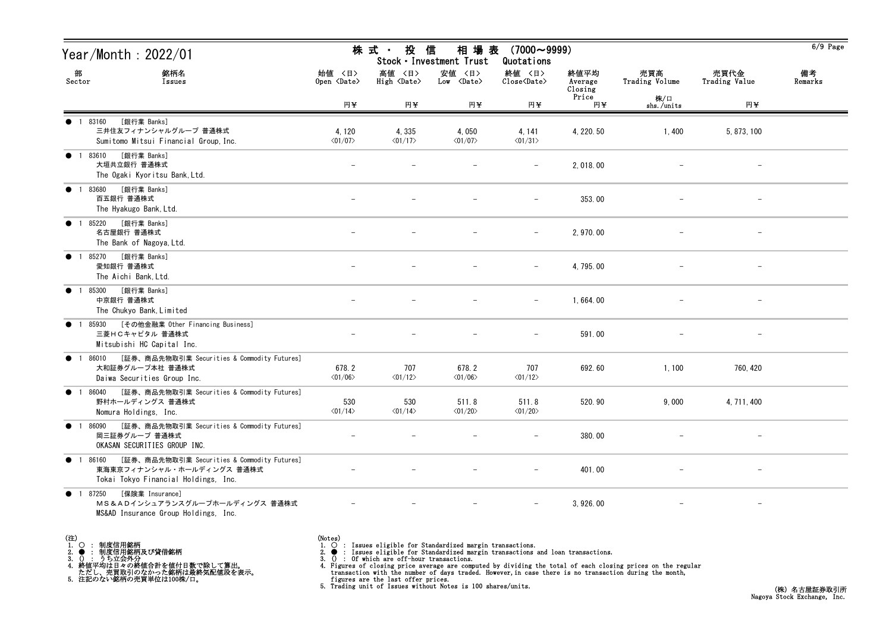# Year/Month : 2022/01

## 株式・投信　相場表　(7000～9999)
### Stock・Investment Trust　Quotations

| 部 Sector | 銘柄名 Issues | 始値 〈日〉 Open 〈Date〉 円¥ | 高値 〈日〉 High 〈Date〉 円¥ | 安値 〈日〉 Low 〈Date〉 円¥ | 終値 〈日〉 Close〈Date〉 円¥ | 終値平均 Average Closing Price 円¥ | 売買高 Trading Volume 株/口 shs./units | 売買代金 Trading Value 円¥ | 備考 Remarks |
|---|---|---|---|---|---|---|---|---|---|
| ● 1 | 83160 [銀行業 Banks] 三井住友フィナンシャルグループ 普通株式 Sumitomo Mitsui Financial Group,Inc. | 4,120 〈01/07〉 | 4,335 〈01/17〉 | 4,050 〈01/07〉 | 4,141 〈01/31〉 | 4,220.50 | 1,400 | 5,873,100 | |
| ● 1 | 83610 [銀行業 Banks] 大垣共立銀行 普通株式 The Ogaki Kyoritsu Bank,Ltd. | - | - | - | - | 2,018.00 | - | - | |
| ● 1 | 83680 [銀行業 Banks] 百五銀行 普通株式 The Hyakugo Bank,Ltd. | - | - | - | - | 353.00 | - | - | |
| ● 1 | 85220 [銀行業 Banks] 名古屋銀行 普通株式 The Bank of Nagoya,Ltd. | - | - | - | - | 2,970.00 | - | - | |
| ● 1 | 85270 [銀行業 Banks] 愛知銀行 普通株式 The Aichi Bank,Ltd. | - | - | - | - | 4,795.00 | - | - | |
| ● 1 | 85300 [銀行業 Banks] 中京銀行 普通株式 The Chukyo Bank,Limited | - | - | - | - | 1,664.00 | - | - | |
| ● 1 | 85930 [その他金融業 Other Financing Business] 三菱ＨＣキャピタル 普通株式 Mitsubishi HC Capital Inc. | - | - | - | - | 591.00 | - | - | |
| ● 1 | 86010 [証券、商品先物取引業 Securities & Commodity Futures] 大和証券グループ本社 普通株式 Daiwa Securities Group Inc. | 678.2 〈01/06〉 | 707 〈01/12〉 | 678.2 〈01/06〉 | 707 〈01/12〉 | 692.60 | 1,100 | 760,420 | |
| ● 1 | 86040 [証券、商品先物取引業 Securities & Commodity Futures] 野村ホールディングス 普通株式 Nomura Holdings, Inc. | 530 〈01/14〉 | 530 〈01/14〉 | 511.8 〈01/20〉 | 511.8 〈01/20〉 | 520.90 | 9,000 | 4,711,400 | |
| ● 1 | 86090 [証券、商品先物取引業 Securities & Commodity Futures] 岡三証券グループ 普通株式 OKASAN SECURITIES GROUP INC. | - | - | - | - | 380.00 | - | - | |
| ● 1 | 86160 [証券、商品先物取引業 Securities & Commodity Futures] 東海東京フィナンシャル・ホールディングス 普通株式 Tokai Tokyo Financial Holdings, Inc. | - | - | - | - | 401.00 | - | - | |
| ● 1 | 87250 [保険業 Insurance] ＭＳ＆ＡＤインシュアランスグループホールディングス 普通株式 MS&AD Insurance Group Holdings, Inc. | - | - | - | - | 3,926.00 | - | - | |

(注)
1. ○ : 制度信用銘柄
2. ● : 制度信用銘柄及び貸借銘柄
3. () : うち立会外分
4. 終値平均は日々の終値合計を値付日数で除して算出。
   ただし、売買取引のなかった銘柄は最終気配値段を表示。
5. 注記のない銘柄の売買単位は100株/口。

(Notes)
1. ○ : Issues eligible for Standardized margin transactions.
2. ● : Issues eligible for Standardized margin transactions and loan transactions.
3. () : Of which are off-hour transactions.
4. Figures of closing price average are computed by dividing the total of each closing prices on the regular transaction with the number of days traded. However,in case there is no transaction during the month, figures are the last offer prices.
5. Trading unit of Issues without Notes is 100 shares/units.

(株) 名古屋証券取引所
Nagoya Stock Exchange, Inc.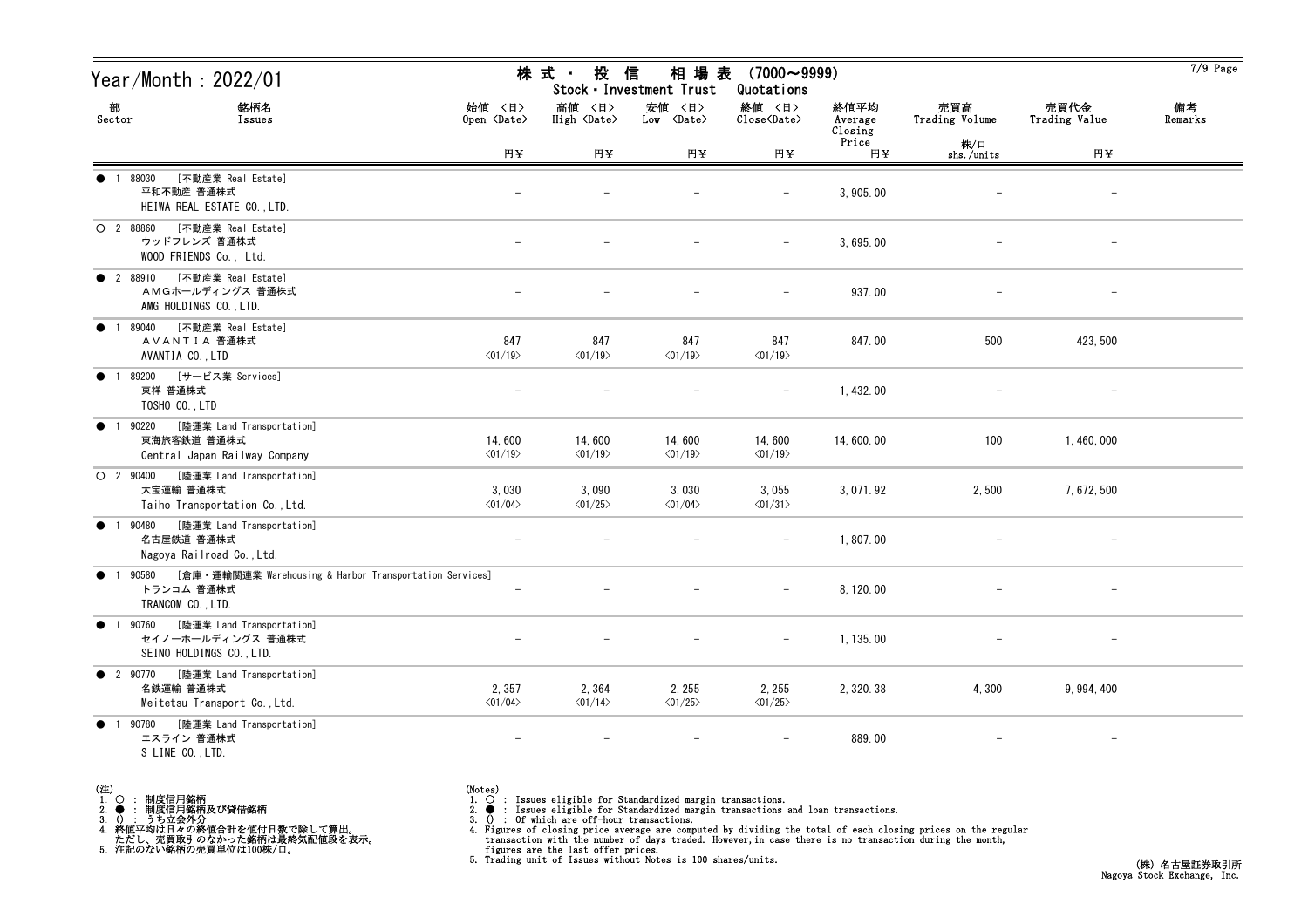# Year/Month : 2022/01

## 株式・投信 相場表 (7000~9999)
## Stock・Investment Trust Quotations

| 部 Sector | 銘柄名 Issues | 始値 <日> Open <Date> 円¥ | 高値 <日> High <Date> 円¥ | 安値 <日> Low <Date> 円¥ | 終値 <日> Close<Date> 円¥ | 終値平均 Average Closing Price 円¥ | 売買高 Trading Volume 株/口 shs./units | 売買代金 Trading Value 円¥ | 備考 Remarks |
|---|---|---|---|---|---|---|---|---|---|
| ● 1 | 88030 [不動産業 Real Estate] 平和不動産 普通株式 HEIWA REAL ESTATE CO.,LTD. | - | - | - | - | 3,905.00 | - | - | |
| ○ 2 | 88860 [不動産業 Real Estate] ウッドフレンズ 普通株式 WOOD FRIENDS Co., Ltd. | - | - | - | - | 3,695.00 | - | - | |
| ● 2 | 88910 [不動産業 Real Estate] AMGホールディングス 普通株式 AMG HOLDINGS CO.,LTD. | - | - | - | - | 937.00 | - | - | |
| ● 1 | 89040 [不動産業 Real Estate] AVANTIA 普通株式 AVANTIA CO.,LTD | 847 <01/19> | 847 <01/19> | 847 <01/19> | 847 <01/19> | 847.00 | 500 | 423,500 | |
| ● 1 | 89200 [サービス業 Services] 東祥 普通株式 TOSHO CO.,LTD | - | - | - | - | 1,432.00 | - | - | |
| ● 1 | 90220 [陸運業 Land Transportation] 東海旅客鉄道 普通株式 Central Japan Railway Company | 14,600 <01/19> | 14,600 <01/19> | 14,600 <01/19> | 14,600 <01/19> | 14,600.00 | 100 | 1,460,000 | |
| ○ 2 | 90400 [陸運業 Land Transportation] 大宝運輸 普通株式 Taiho Transportation Co.,Ltd. | 3,030 <01/04> | 3,090 <01/25> | 3,030 <01/04> | 3,055 <01/31> | 3,071.92 | 2,500 | 7,672,500 | |
| ● 1 | 90480 [陸運業 Land Transportation] 名古屋鉄道 普通株式 Nagoya Railroad Co.,Ltd. | - | - | - | - | 1,807.00 | - | - | |
| ● 1 | 90580 [倉庫・運輸関連業 Warehousing & Harbor Transportation Services] トランコム 普通株式 TRANCOM CO.,LTD. | - | - | - | - | 8,120.00 | - | - | |
| ● 1 | 90760 [陸運業 Land Transportation] セイノーホールディングス 普通株式 SEINO HOLDINGS CO.,LTD. | - | - | - | - | 1,135.00 | - | - | |
| ● 2 | 90770 [陸運業 Land Transportation] 名鉄運輸 普通株式 Meitetsu Transport Co.,Ltd. | 2,357 <01/04> | 2,364 <01/14> | 2,255 <01/25> | 2,255 <01/25> | 2,320.38 | 4,300 | 9,994,400 | |
| ● 1 | 90780 [陸運業 Land Transportation] エスライン 普通株式 S LINE CO.,LTD. | - | - | - | - | 889.00 | - | - | |

(注)
1. ○ : 制度信用銘柄
2. ● : 制度信用銘柄及び貸借銘柄
3. () : うち立会外分
4. 終値平均は日々の終値合計を値付日数で除して算出。
   ただし、売買取引のなかった銘柄は最終気配値段を表示。
5. 注記のない銘柄の売買単位は100株/口。

(Notes)
1. ○ : Issues eligible for Standardized margin transactions.
2. ● : Issues eligible for Standardized margin transactions and loan transactions.
3. () : Of which are off-hour transactions.
4. Figures of closing price average are computed by dividing the total of each closing prices on the regular transaction with the number of days traded. However, in case there is no transaction during the month, figures are the last offer prices.
5. Trading unit of Issues without Notes is 100 shares/units.

(株) 名古屋証券取引所
Nagoya Stock Exchange, Inc.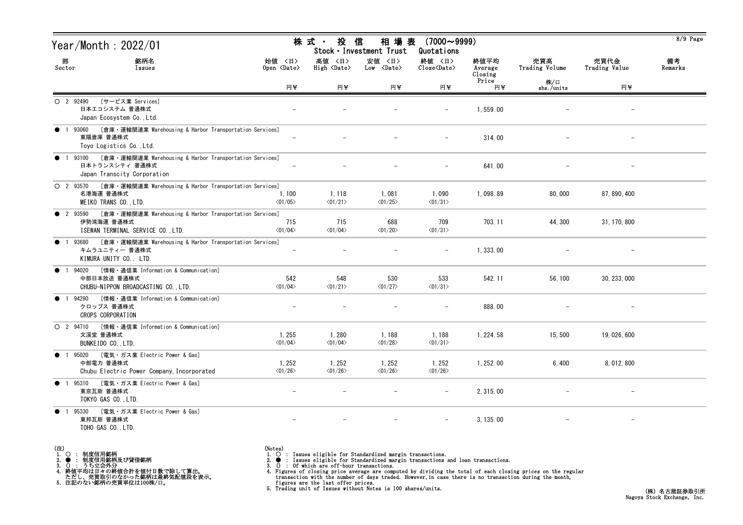# Year/Month : 2022/01

## 株式・投信 相場表 (7000～9999)
## Stock・Investment Trust Quotations

| 部 Sector | 銘柄名 Issues | 始値 <日> Open <Date> 円¥ | 高値 <日> High <Date> 円¥ | 安値 <日> Low <Date> 円¥ | 終値 <日> Close<Date> 円¥ | 終値平均 Average Closing Price 円¥ | 売買高 Trading Volume 株/口 shs./units | 売買代金 Trading Value 円¥ | 備考 Remarks |
|---|---|---|---|---|---|---|---|---|---|
| ○ 2 92490 | [サービス業 Services] 日本エコシステム 普通株式 Japan Ecosystem Co.,Ltd. | － | － | － | － | 1,559.00 | － | － | |
| ● 1 93060 | [倉庫・運輸関連業 Warehousing & Harbor Transportation Services] 東陽倉庫 普通株式 Toyo Logistics Co.,Ltd. | － | － | － | － | 314.00 | － | － | |
| ● 1 93100 | [倉庫・運輸関連業 Warehousing & Harbor Transportation Services] 日本トランスシティ 普通株式 Japan Transcity Corporation | － | － | － | － | 641.00 | － | － | |
| ○ 2 93570 | [倉庫・運輸関連業 Warehousing & Harbor Transportation Services] 名港海運 普通株式 MEIKO TRANS CO.,LTD. | 1,100 <01/05> | 1,118 <01/21> | 1,081 <01/25> | 1,090 <01/31> | 1,098.89 | 80,000 | 87,890,400 | |
| ● 2 93590 | [倉庫・運輸関連業 Warehousing & Harbor Transportation Services] 伊勢湾海運 普通株式 ISEWAN TERMINAL SERVICE CO.,LTD. | 715 <01/04> | 715 <01/04> | 688 <01/20> | 709 <01/31> | 703.11 | 44,300 | 31,170,800 | |
| ● 1 93680 | [倉庫・運輸関連業 Warehousing & Harbor Transportation Services] キムラユニティー 普通株式 KIMURA UNITY CO., LTD. | － | － | － | － | 1,333.00 | － | － | |
| ● 1 94020 | [情報・通信業 Information & Communication] 中部日本放送 普通株式 CHUBU-NIPPON BROADCASTING CO.,LTD. | 542 <01/04> | 548 <01/21> | 530 <01/27> | 533 <01/31> | 542.11 | 56,100 | 30,233,000 | |
| ● 1 94280 | [情報・通信業 Information & Communication] クロップス 普通株式 CROPS CORPORATION | － | － | － | － | 888.00 | － | － | |
| ○ 2 94710 | [情報・通信業 Information & Communication] 文溪堂 普通株式 BUNKEIDO CO.,LTD. | 1,255 <01/04> | 1,280 <01/04> | 1,188 <01/28> | 1,188 <01/31> | 1,224.58 | 15,500 | 19,026,600 | |
| ● 1 95020 | [電気・ガス業 Electric Power & Gas] 中部電力 普通株式 Chubu Electric Power Company,Incorporated | 1,252 <01/26> | 1,252 <01/26> | 1,252 <01/26> | 1,252 <01/26> | 1,252.00 | 6,400 | 8,012,800 | |
| ● 1 95310 | [電気・ガス業 Electric Power & Gas] 東京瓦斯 普通株式 TOKYO GAS CO.,LTD. | － | － | － | － | 2,315.00 | － | － | |
| ● 1 95330 | [電気・ガス業 Electric Power & Gas] 東邦瓦斯 普通株式 TOHO GAS CO.,LTD. | － | － | － | － | 3,135.00 | － | － | |

(注)
1. ○ : 制度信用銘柄
2. ● : 制度信用銘柄及び貸借銘柄
3. () : うち立会外分
4. 終値平均は日々の終値合計を値付日数で除して算出。
   ただし、売買取引のなかった銘柄は最終気配値段を表示。
5. 注記のない銘柄の売買単位は100株/口。

(Notes)
1. ○ : Issues eligible for Standardized margin transactions.
2. ● : Issues eligible for Standardized margin transactions and loan transactions.
3. () : Of which are off-hour transactions.
4. Figures of closing price average are computed by dividing the total of each closing prices on the regular transaction with the number of days traded. However,in case there is no transaction during the month, figures are the last offer prices.
5. Trading unit of Issues without Notes is 100 shares/units.

(株) 名古屋証券取引所
Nagoya Stock Exchange, Inc.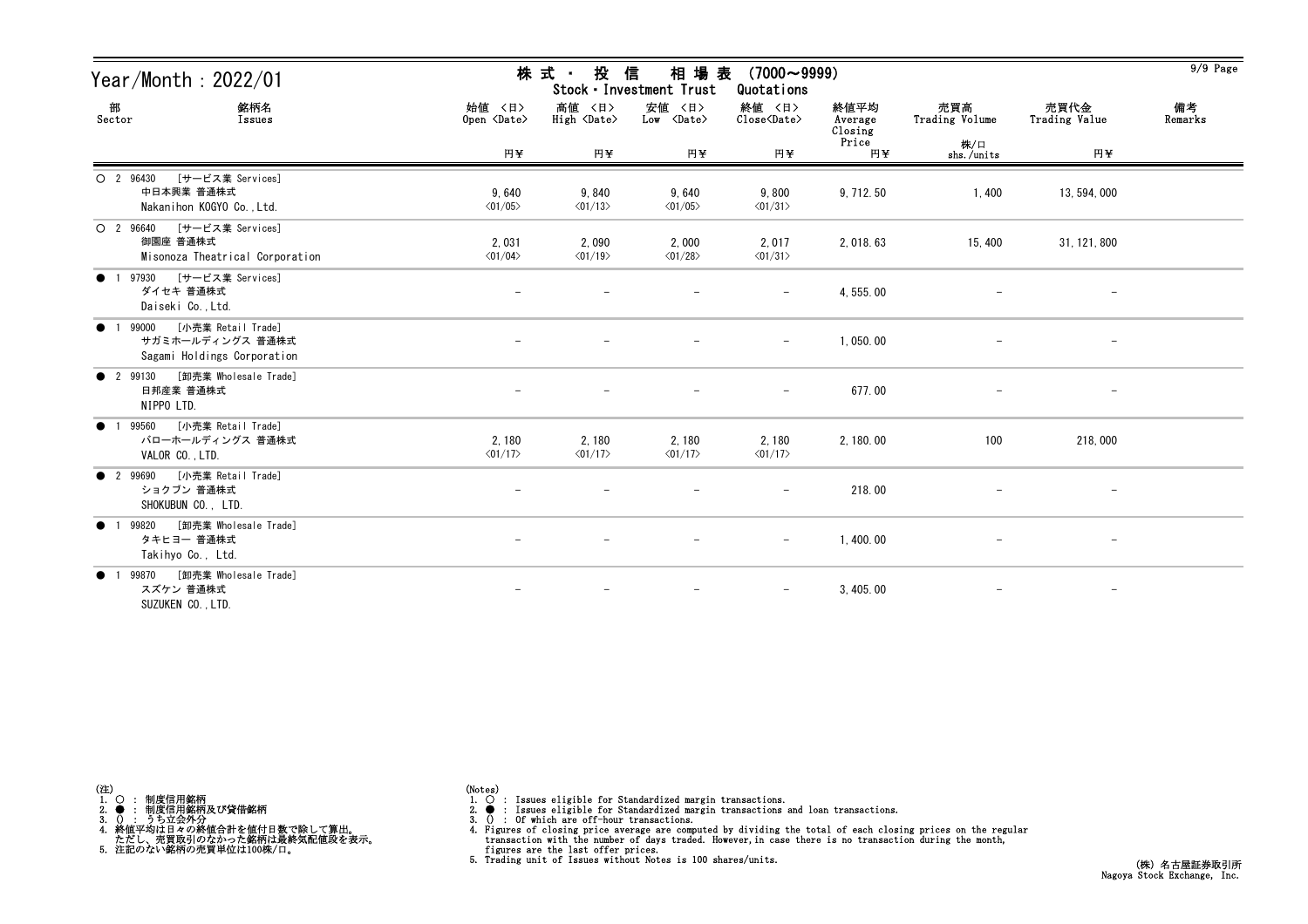# Year/Month : 2022/01

**株式・投信 相場表 (7000～9999)**
**Stock・Investment Trust Quotations**

| 部 Sector | 銘柄名 Issues | 始値 <日> Open <Date> 円¥ | 高値 <日> High <Date> 円¥ | 安値 <日> Low <Date> 円¥ | 終値 <日> Close<Date> 円¥ | 終値平均 Average Closing Price 円¥ | 売買高 Trading Volume 株/口 shs./units | 売買代金 Trading Value 円¥ | 備考 Remarks |
|---|---|---|---|---|---|---|---|---|---|
| ○ 2 96430 | [サービス業 Services] 中日本興業 普通株式 Nakanihon KOGYO Co.,Ltd. | 9,640 <01/05> | 9,840 <01/13> | 9,640 <01/05> | 9,800 <01/31> | 9,712.50 | 1,400 | 13,594,000 | |
| ○ 2 96640 | [サービス業 Services] 御園座 普通株式 Misonoza Theatrical Corporation | 2,031 <01/04> | 2,090 <01/19> | 2,000 <01/28> | 2,017 <01/31> | 2,018.63 | 15,400 | 31,121,800 | |
| ● 1 97930 | [サービス業 Services] ダイセキ 普通株式 Daiseki Co.,Ltd. | - | - | - | - | 4,555.00 | - | - | |
| ● 1 99000 | [小売業 Retail Trade] サガミホールディングス 普通株式 Sagami Holdings Corporation | - | - | - | - | 1,050.00 | - | - | |
| ● 2 99130 | [卸売業 Wholesale Trade] 日邦産業 普通株式 NIPPO LTD. | - | - | - | - | 677.00 | - | - | |
| ● 1 99560 | [小売業 Retail Trade] バローホールディングス 普通株式 VALOR CO.,LTD. | 2,180 <01/17> | 2,180 <01/17> | 2,180 <01/17> | 2,180 <01/17> | 2,180.00 | 100 | 218,000 | |
| ● 2 99690 | [小売業 Retail Trade] ショクブン 普通株式 SHOKUBUN CO., LTD. | - | - | - | - | 218.00 | - | - | |
| ● 1 99820 | [卸売業 Wholesale Trade] タキヒヨー 普通株式 Takihyo Co., Ltd. | - | - | - | - | 1,400.00 | - | - | |
| ● 1 99870 | [卸売業 Wholesale Trade] スズケン 普通株式 SUZUKEN CO.,LTD. | - | - | - | - | 3,405.00 | - | - | |

(注)
1. ○ : 制度信用銘柄
2. ● : 制度信用銘柄及び貸借銘柄
3. () : うち立会外分
4. 終値平均は日々の終値合計を値付日数で除して算出。
   ただし、売買取引のなかった銘柄は最終気配値段を表示。
5. 注記のない銘柄の売買単位は100株/口。

(Notes)
1. ○ : Issues eligible for Standardized margin transactions.
2. ● : Issues eligible for Standardized margin transactions and loan transactions.
3. () : Of which are off-hour transactions.
4. Figures of closing price average are computed by dividing the total of each closing prices on the regular transaction with the number of days traded. However, in case there is no transaction during the month, figures are the last offer prices.
5. Trading unit of Issues without Notes is 100 shares/units.

(株) 名古屋証券取引所
Nagoya Stock Exchange, Inc.